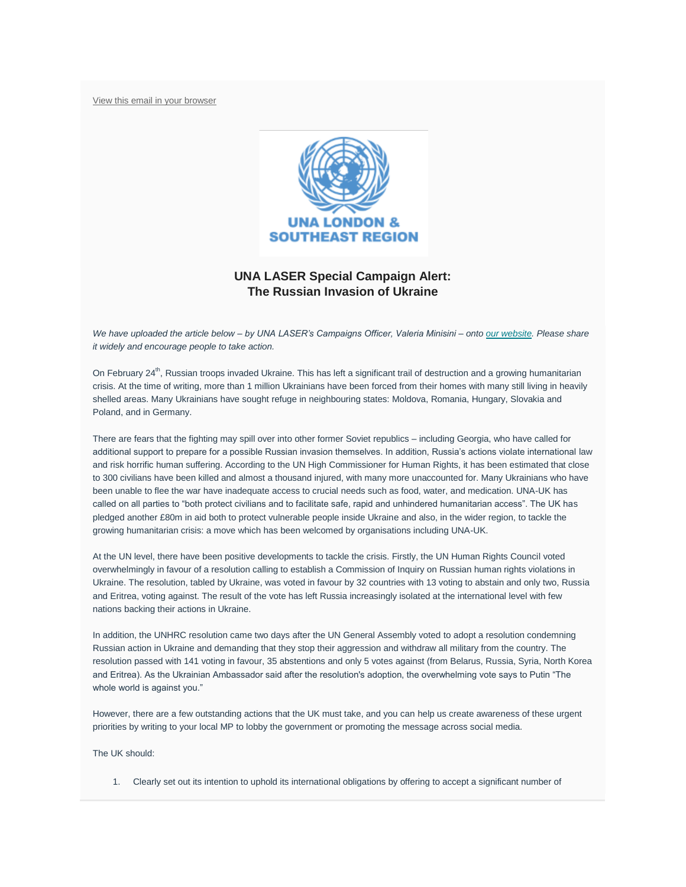View this email in your browser

UNA LONDON & SOUTHEAST REGION

## UNA LASER Special Campaign Alert: The Russian Invasion of Ukraine

*We have uploaded the article below – by UNA LASER's Campaigns Officer, Valeria Minisini – onto our website. Please share it widely and encourage people to take action.*

On February 24th, Russian troops invaded Ukraine. This has left a significant trail of destruction and a growing humanitarian crisis. At the time of writing, more than 1 million Ukrainians have been forced from their homes with many still living in heavily shelled areas. Many Ukrainians have sought refuge in neighbouring states: Moldova, Romania, Hungary, Slovakia and Poland, and in Germany.

There are fears that the fighting may spill over into other former Soviet republics – including Georgia, who have called for additional support to prepare for a possible Russian invasion themselves. In addition, Russia's actions violate international law and risk horrific human suffering. According to the UN High Commissioner for Human Rights, it has been estimated that close to 300 civilians have been killed and almost a thousand injured, with many more unaccounted for. Many Ukrainians who have been unable to flee the war have inadequate access to crucial needs such as food, water, and medication. UNA-UK has called on all parties to "both protect civilians and to facilitate safe, rapid and unhindered humanitarian access". The UK has pledged another £80m in aid both to protect vulnerable people inside Ukraine and also, in the wider region, to tackle the growing humanitarian crisis: a move which has been welcomed by organisations including UNA-UK.

At the UN level, there have been positive developments to tackle the crisis. Firstly, the UN Human Rights Council voted overwhelmingly in favour of a resolution calling to establish a Commission of Inquiry on Russian human rights violations in Ukraine. The resolution, tabled by Ukraine, was voted in favour by 32 countries with 13 voting to abstain and only two, Russia and Eritrea, voting against. The result of the vote has left Russia increasingly isolated at the international level with few nations backing their actions in Ukraine.

In addition, the UNHRC resolution came two days after the UN General Assembly voted to adopt a resolution condemning Russian action in Ukraine and demanding that they stop their aggression and withdraw all military from the country. The resolution passed with 141 voting in favour, 35 abstentions and only 5 votes against (from Belarus, Russia, Syria, North Korea and Eritrea). As the Ukrainian Ambassador said after the resolution's adoption, the overwhelming vote says to Putin "The whole world is against you."

However, there are a few outstanding actions that the UK must take, and you can help us create awareness of these urgent priorities by writing to your local MP to lobby the government or promoting the message across social media.

The UK should:

1. Clearly set out its intention to uphold its international obligations by offering to accept a significant number of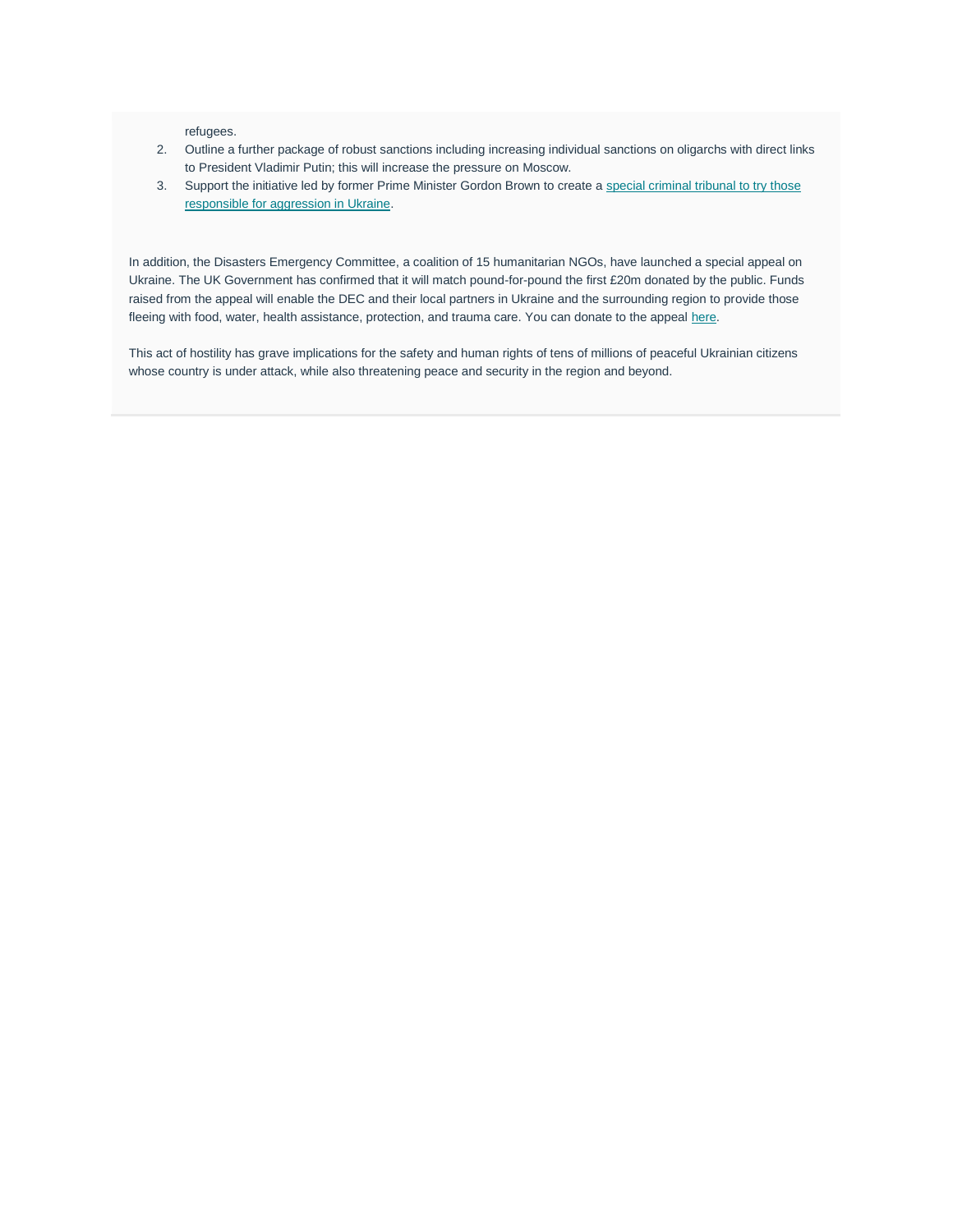refugees.

2. Outline a further package of robust sanctions including increasing individual sanctions on oligarchs with direct links to President Vladimir Putin; this will increase the pressure on Moscow.
3. Support the initiative led by former Prime Minister Gordon Brown to create a special criminal tribunal to try those responsible for aggression in Ukraine.

In addition, the Disasters Emergency Committee, a coalition of 15 humanitarian NGOs, have launched a special appeal on Ukraine. The UK Government has confirmed that it will match pound-for-pound the first £20m donated by the public. Funds raised from the appeal will enable the DEC and their local partners in Ukraine and the surrounding region to provide those fleeing with food, water, health assistance, protection, and trauma care. You can donate to the appeal here.

This act of hostility has grave implications for the safety and human rights of tens of millions of peaceful Ukrainian citizens whose country is under attack, while also threatening peace and security in the region and beyond.